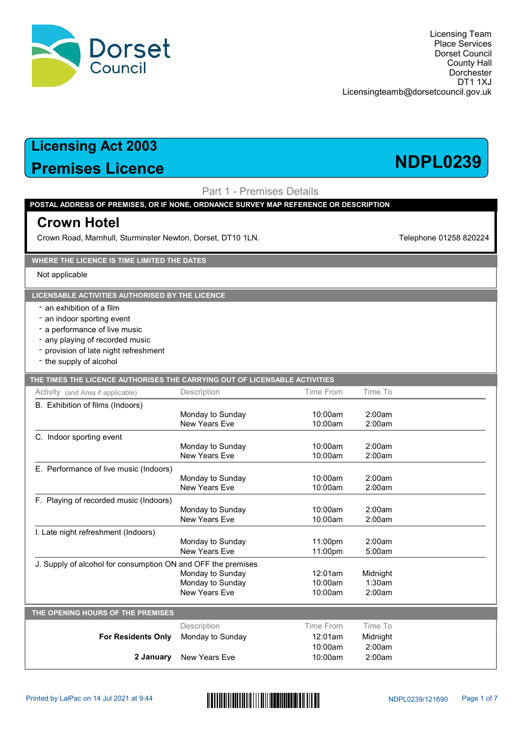Licensing Team
Place Services
Dorset Council
County Hall
Dorchester
DT1 1XJ
Licensingteamb@dorsetcouncil.gov.uk

# Licensing Act 2003
# Premises Licence

# NDPL0239

## Part 1 - Premises Details

**POSTAL ADDRESS OF PREMISES, OR IF NONE, ORDNANCE SURVEY MAP REFERENCE OR DESCRIPTION**

### Crown Hotel

Crown Road, Marnhull, Sturminster Newton, Dorset, DT10 1LN.

Telephone 01258 820224

**WHERE THE LICENCE IS TIME LIMITED THE DATES**

Not applicable

**LICENSABLE ACTIVITIES AUTHORISED BY THE LICENCE**

- an exhibition of a film
- an indoor sporting event
- a performance of live music
- any playing of recorded music
- provision of late night refreshment
- the supply of alcohol

**THE TIMES THE LICENCE AUTHORISES THE CARRYING OUT OF LICENSABLE ACTIVITIES**

| Activity (and Area if applicable) | Description | Time From | Time To |
|---|---|---|---|
| B. Exhibition of films (Indoors) | | | |
| | Monday to Sunday | 10:00am | 2:00am |
| | New Years Eve | 10:00am | 2:00am |
| C. Indoor sporting event | | | |
| | Monday to Sunday | 10:00am | 2:00am |
| | New Years Eve | 10:00am | 2:00am |
| E. Performance of live music (Indoors) | | | |
| | Monday to Sunday | 10:00am | 2:00am |
| | New Years Eve | 10:00am | 2:00am |
| F. Playing of recorded music (Indoors) | | | |
| | Monday to Sunday | 10:00am | 2:00am |
| | New Years Eve | 10:00am | 2:00am |
| I. Late night refreshment (Indoors) | | | |
| | Monday to Sunday | 11:00pm | 2:00am |
| | New Years Eve | 11:00pm | 5:00am |
| J. Supply of alcohol for consumption ON and OFF the premises | | | |
| | Monday to Sunday | 12:01am | Midnight |
| | Monday to Sunday | 10:00am | 1:30am |
| | New Years Eve | 10:00am | 2:00am |

**THE OPENING HOURS OF THE PREMISES**

| | Description | Time From | Time To |
|---|---|---|---|
| **For Residents Only** | Monday to Sunday | 12:01am | Midnight |
| | | 10:00am | 2:00am |
| **2 January** | New Years Eve | 10:00am | 2:00am |

Printed by LalPac on 14 Jul 2021 at 9:44

NDPL0239/121690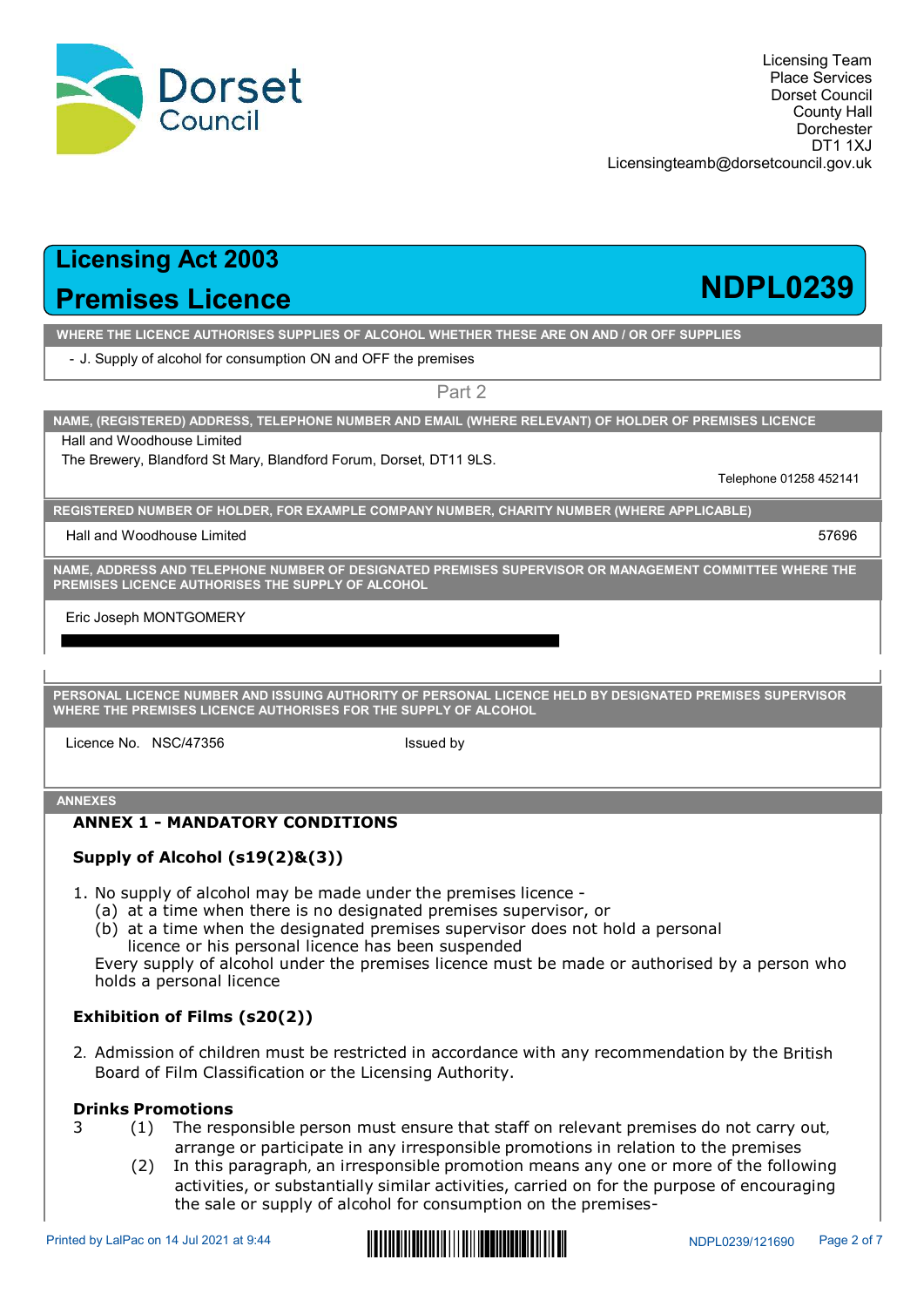Licensing Team
Place Services
Dorset Council
County Hall
Dorchester
DT1 1XJ
Licensingteamb@dorsetcouncil.gov.uk

# Licensing Act 2003
# Premises Licence **NDPL0239**

**WHERE THE LICENCE AUTHORISES SUPPLIES OF ALCOHOL WHETHER THESE ARE ON AND / OR OFF SUPPLIES**

- J. Supply of alcohol for consumption ON and OFF the premises

## Part 2

**NAME, (REGISTERED) ADDRESS, TELEPHONE NUMBER AND EMAIL (WHERE RELEVANT) OF HOLDER OF PREMISES LICENCE**

Hall and Woodhouse Limited
The Brewery, Blandford St Mary, Blandford Forum, Dorset, DT11 9LS.

Telephone 01258 452141

**REGISTERED NUMBER OF HOLDER, FOR EXAMPLE COMPANY NUMBER, CHARITY NUMBER (WHERE APPLICABLE)**

Hall and Woodhouse Limited 57696

**NAME, ADDRESS AND TELEPHONE NUMBER OF DESIGNATED PREMISES SUPERVISOR OR MANAGEMENT COMMITTEE WHERE THE PREMISES LICENCE AUTHORISES THE SUPPLY OF ALCOHOL**

Eric Joseph MONTGOMERY

**PERSONAL LICENCE NUMBER AND ISSUING AUTHORITY OF PERSONAL LICENCE HELD BY DESIGNATED PREMISES SUPERVISOR WHERE THE PREMISES LICENCE AUTHORISES FOR THE SUPPLY OF ALCOHOL**

Licence No. NSC/47356 Issued by

**ANNEXES**

### ANNEX 1 - MANDATORY CONDITIONS

#### Supply of Alcohol (s19(2)&(3))

1. No supply of alcohol may be made under the premises licence -
   (a) at a time when there is no designated premises supervisor, or
   (b) at a time when the designated premises supervisor does not hold a personal licence or his personal licence has been suspended

   Every supply of alcohol under the premises licence must be made or authorised by a person who holds a personal licence

#### Exhibition of Films (s20(2))

2. Admission of children must be restricted in accordance with any recommendation by the British Board of Film Classification or the Licensing Authority.

#### Drinks Promotions

3. (1) The responsible person must ensure that staff on relevant premises do not carry out, arrange or participate in any irresponsible promotions in relation to the premises
   (2) In this paragraph, an irresponsible promotion means any one or more of the following activities, or substantially similar activities, carried on for the purpose of encouraging the sale or supply of alcohol for consumption on the premises-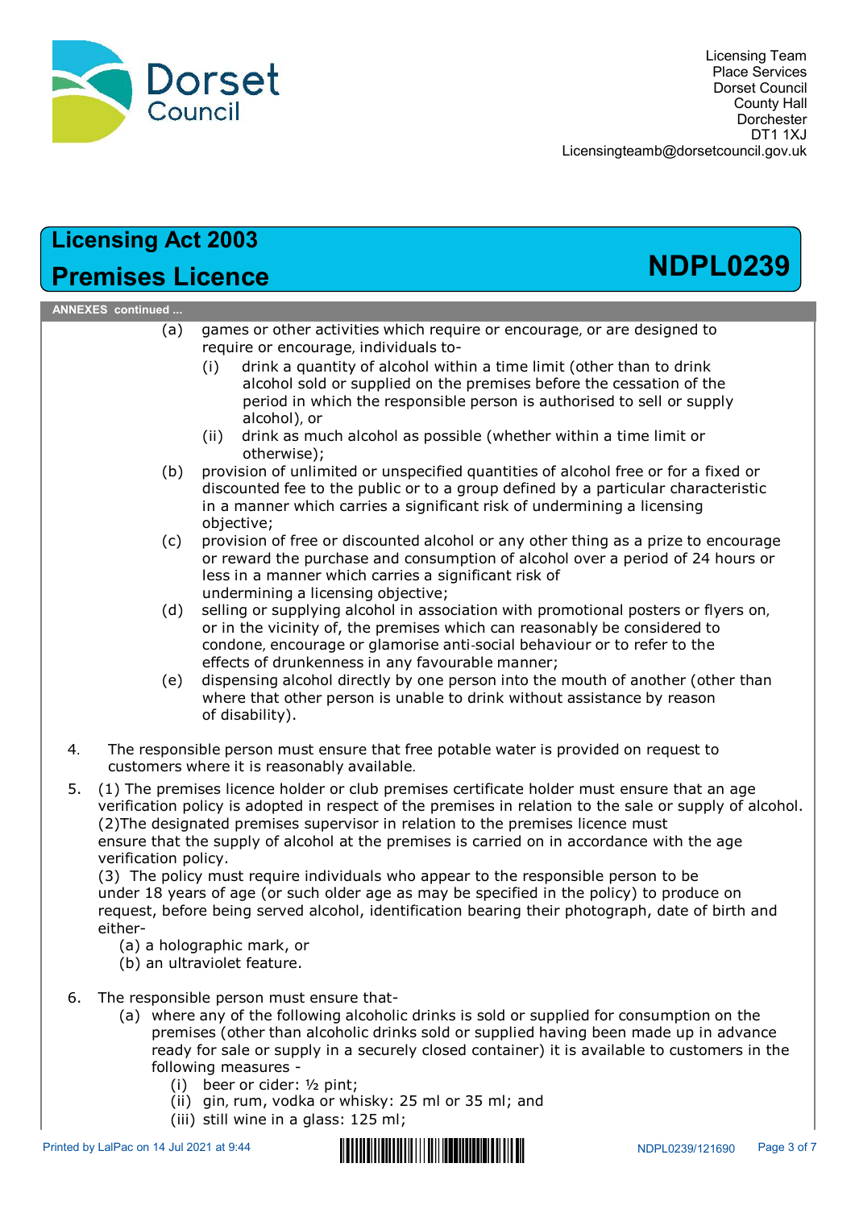Licensing Team
Place Services
Dorset Council
County Hall
Dorchester
DT1 1XJ
Licensingteamb@dorsetcouncil.gov.uk

# Licensing Act 2003
# Premises Licence NDPL0239

**ANNEXES continued ...**

(a) games or other activities which require or encourage, or are designed to require or encourage, individuals to-
  (i) drink a quantity of alcohol within a time limit (other than to drink alcohol sold or supplied on the premises before the cessation of the period in which the responsible person is authorised to sell or supply alcohol), or
  (ii) drink as much alcohol as possible (whether within a time limit or otherwise);

(b) provision of unlimited or unspecified quantities of alcohol free or for a fixed or discounted fee to the public or to a group defined by a particular characteristic in a manner which carries a significant risk of undermining a licensing objective;

(c) provision of free or discounted alcohol or any other thing as a prize to encourage or reward the purchase and consumption of alcohol over a period of 24 hours or less in a manner which carries a significant risk of undermining a licensing objective;

(d) selling or supplying alcohol in association with promotional posters or flyers on, or in the vicinity of, the premises which can reasonably be considered to condone, encourage or glamorise anti-social behaviour or to refer to the effects of drunkenness in any favourable manner;

(e) dispensing alcohol directly by one person into the mouth of another (other than where that other person is unable to drink without assistance by reason of disability).

4. The responsible person must ensure that free potable water is provided on request to customers where it is reasonably available.

5. (1) The premises licence holder or club premises certificate holder must ensure that an age verification policy is adopted in respect of the premises in relation to the sale or supply of alcohol.
(2)The designated premises supervisor in relation to the premises licence must ensure that the supply of alcohol at the premises is carried on in accordance with the age verification policy.
(3) The policy must require individuals who appear to the responsible person to be under 18 years of age (or such older age as may be specified in the policy) to produce on request, before being served alcohol, identification bearing their photograph, date of birth and either-
  (a) a holographic mark, or
  (b) an ultraviolet feature.

6. The responsible person must ensure that-
  (a) where any of the following alcoholic drinks is sold or supplied for consumption on the premises (other than alcoholic drinks sold or supplied having been made up in advance ready for sale or supply in a securely closed container) it is available to customers in the following measures -
    (i) beer or cider: ½ pint;
    (ii) gin, rum, vodka or whisky: 25 ml or 35 ml; and
    (iii) still wine in a glass: 125 ml;

Printed by LalPac on 14 Jul 2021 at 9:44 NDPL0239/121690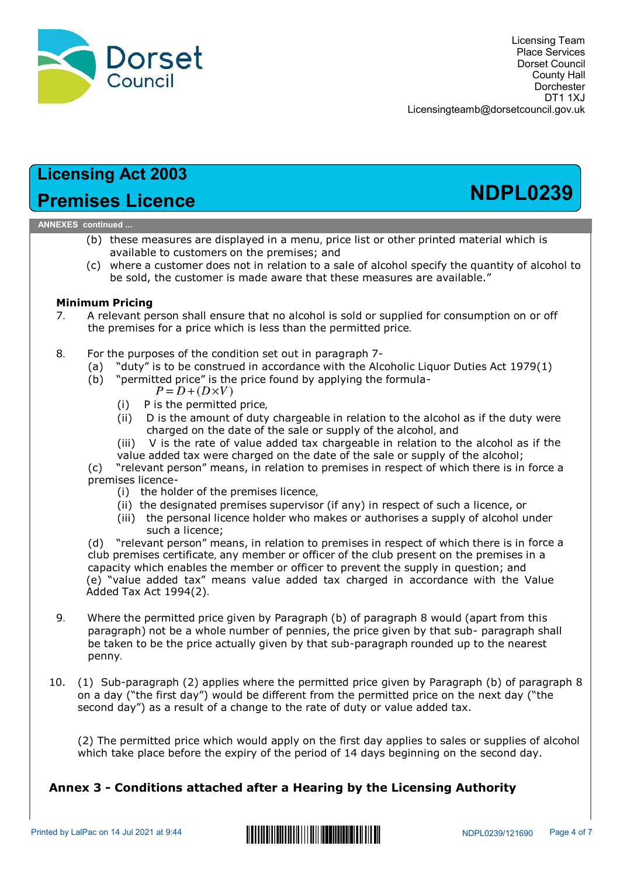(b) these measures are displayed in a menu, price list or other printed material which is available to customers on the premises; and

(c) where a customer does not in relation to a sale of alcohol specify the quantity of alcohol to be sold, the customer is made aware that these measures are available."

**Minimum Pricing**

7. A relevant person shall ensure that no alcohol is sold or supplied for consumption on or off the premises for a price which is less than the permitted price.

8. For the purposes of the condition set out in paragraph 7-
   (a) "duty" is to be construed in accordance with the Alcoholic Liquor Duties Act 1979(1)
   (b) "permitted price" is the price found by applying the formula-
   $$P = D + (D \times V)$$
   (i) P is the permitted price,
   (ii) D is the amount of duty chargeable in relation to the alcohol as if the duty were charged on the date of the sale or supply of the alcohol, and
   (iii) V is the rate of value added tax chargeable in relation to the alcohol as if the value added tax were charged on the date of the sale or supply of the alcohol;
   (c) "relevant person" means, in relation to premises in respect of which there is in force a premises licence-
   (i) the holder of the premises licence,
   (ii) the designated premises supervisor (if any) in respect of such a licence, or
   (iii) the personal licence holder who makes or authorises a supply of alcohol under such a licence;
   (d) "relevant person" means, in relation to premises in respect of which there is in force a club premises certificate, any member or officer of the club present on the premises in a capacity which enables the member or officer to prevent the supply in question; and
   (e) "value added tax" means value added tax charged in accordance with the Value Added Tax Act 1994(2).

9. Where the permitted price given by Paragraph (b) of paragraph 8 would (apart from this paragraph) not be a whole number of pennies, the price given by that sub- paragraph shall be taken to be the price actually given by that sub-paragraph rounded up to the nearest penny.

10. (1) Sub-paragraph (2) applies where the permitted price given by Paragraph (b) of paragraph 8 on a day ("the first day") would be different from the permitted price on the next day ("the second day") as a result of a change to the rate of duty or value added tax.

    (2) The permitted price which would apply on the first day applies to sales or supplies of alcohol which take place before the expiry of the period of 14 days beginning on the second day.

## Annex 3 - Conditions attached after a Hearing by the Licensing Authority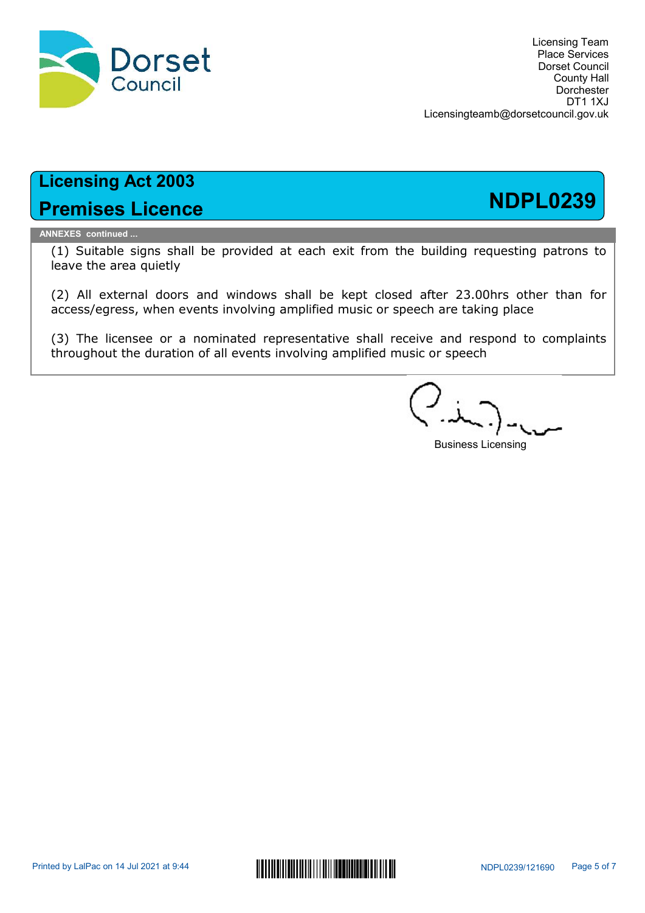Licensing Team
Place Services
Dorset Council
County Hall
Dorchester
DT1 1XJ
Licensingteamb@dorsetcouncil.gov.uk

# Licensing Act 2003

# Premises Licence

**NDPL0239**

**ANNEXES continued ...**

(1) Suitable signs shall be provided at each exit from the building requesting patrons to leave the area quietly

(2) All external doors and windows shall be kept closed after 23.00hrs other than for access/egress, when events involving amplified music or speech are taking place

(3) The licensee or a nominated representative shall receive and respond to complaints throughout the duration of all events involving amplified music or speech

Business Licensing

Printed by LalPac on 14 Jul 2021 at 9:44

NDPL0239/121690